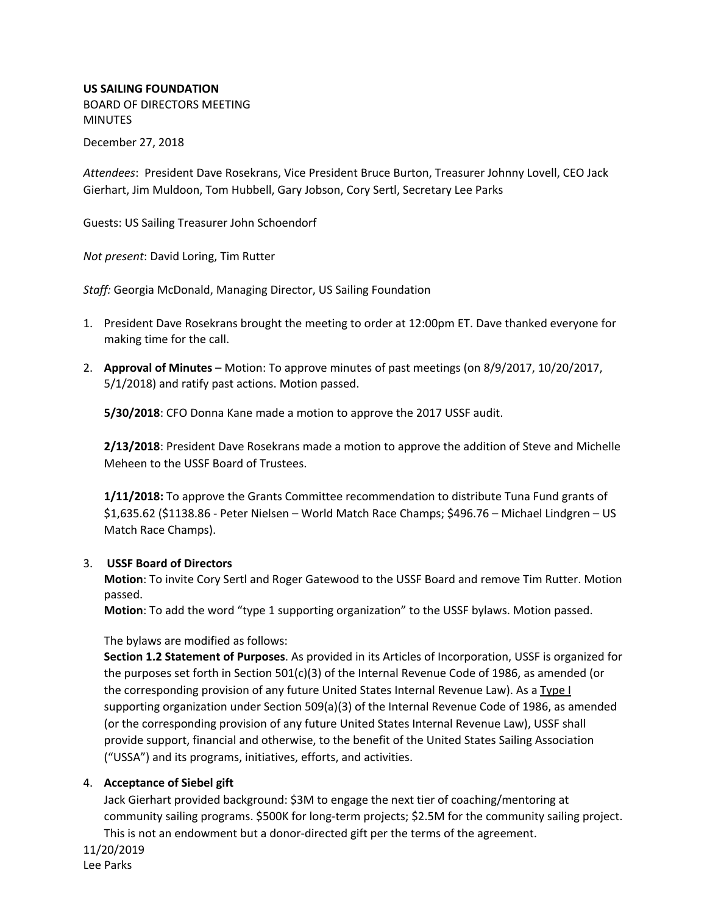**US SAILING FOUNDATION**
BOARD OF DIRECTORS MEETING
MINUTES

December 27, 2018

*Attendees*: President Dave Rosekrans, Vice President Bruce Burton, Treasurer Johnny Lovell, CEO Jack Gierhart, Jim Muldoon, Tom Hubbell, Gary Jobson, Cory Sertl, Secretary Lee Parks

Guests: US Sailing Treasurer John Schoendorf

*Not present*: David Loring, Tim Rutter

*Staff:* Georgia McDonald, Managing Director, US Sailing Foundation

1. President Dave Rosekrans brought the meeting to order at 12:00pm ET. Dave thanked everyone for making time for the call.

2. **Approval of Minutes** – Motion: To approve minutes of past meetings (on 8/9/2017, 10/20/2017, 5/1/2018) and ratify past actions. Motion passed.

   **5/30/2018**: CFO Donna Kane made a motion to approve the 2017 USSF audit.

   **2/13/2018**: President Dave Rosekrans made a motion to approve the addition of Steve and Michelle Meheen to the USSF Board of Trustees.

   **1/11/2018:** To approve the Grants Committee recommendation to distribute Tuna Fund grants of $1,635.62 ($1138.86 - Peter Nielsen – World Match Race Champs; $496.76 – Michael Lindgren – US Match Race Champs).

3. **USSF Board of Directors**
   **Motion**: To invite Cory Sertl and Roger Gatewood to the USSF Board and remove Tim Rutter. Motion passed.
   **Motion**: To add the word "type 1 supporting organization" to the USSF bylaws. Motion passed.

   The bylaws are modified as follows:
   **Section 1.2 Statement of Purposes**. As provided in its Articles of Incorporation, USSF is organized for the purposes set forth in Section 501(c)(3) of the Internal Revenue Code of 1986, as amended (or the corresponding provision of any future United States Internal Revenue Law). As a Type I supporting organization under Section 509(a)(3) of the Internal Revenue Code of 1986, as amended (or the corresponding provision of any future United States Internal Revenue Law), USSF shall provide support, financial and otherwise, to the benefit of the United States Sailing Association ("USSA") and its programs, initiatives, efforts, and activities.

4. **Acceptance of Siebel gift**
   Jack Gierhart provided background: $3M to engage the next tier of coaching/mentoring at community sailing programs. $500K for long-term projects; $2.5M for the community sailing project. This is not an endowment but a donor-directed gift per the terms of the agreement.

11/20/2019
Lee Parks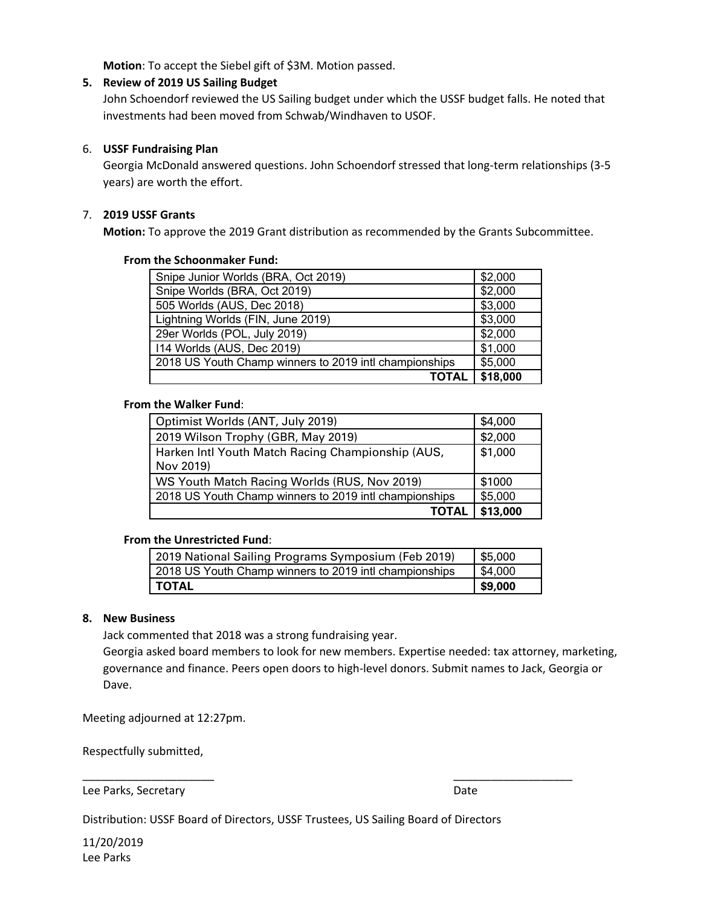**Motion**: To accept the Siebel gift of $3M. Motion passed.

5. **Review of 2019 US Sailing Budget**

   John Schoendorf reviewed the US Sailing budget under which the USSF budget falls. He noted that investments had been moved from Schwab/Windhaven to USOF.

6. **USSF Fundraising Plan**

   Georgia McDonald answered questions. John Schoendorf stressed that long-term relationships (3-5 years) are worth the effort.

7. **2019 USSF Grants**

   **Motion:** To approve the 2019 Grant distribution as recommended by the Grants Subcommittee.

**From the Schoonmaker Fund:**

| | |
|---|---|
| Snipe Junior Worlds (BRA, Oct 2019) | $2,000 |
| Snipe Worlds (BRA, Oct 2019) | $2,000 |
| 505 Worlds (AUS, Dec 2018) | $3,000 |
| Lightning Worlds (FIN, June 2019) | $3,000 |
| 29er Worlds (POL, July 2019) | $2,000 |
| I14 Worlds (AUS, Dec 2019) | $1,000 |
| 2018 US Youth Champ winners to 2019 intl championships | $5,000 |
| **TOTAL** | **$18,000** |

**From the Walker Fund**:

| | |
|---|---|
| Optimist Worlds (ANT, July 2019) | $4,000 |
| 2019 Wilson Trophy (GBR, May 2019) | $2,000 |
| Harken Intl Youth Match Racing Championship (AUS, Nov 2019) | $1,000 |
| WS Youth Match Racing Worlds (RUS, Nov 2019) | $1000 |
| 2018 US Youth Champ winners to 2019 intl championships | $5,000 |
| **TOTAL** | **$13,000** |

**From the Unrestricted Fund**:

| | |
|---|---|
| 2019 National Sailing Programs Symposium (Feb 2019) | $5,000 |
| 2018 US Youth Champ winners to 2019 intl championships | $4,000 |
| **TOTAL** | **$9,000** |

8. **New Business**

   Jack commented that 2018 was a strong fundraising year.
   Georgia asked board members to look for new members. Expertise needed: tax attorney, marketing, governance and finance. Peers open doors to high-level donors. Submit names to Jack, Georgia or Dave.

Meeting adjourned at 12:27pm.

Respectfully submitted,

______________________ ____________________

Lee Parks, Secretary Date

Distribution: USSF Board of Directors, USSF Trustees, US Sailing Board of Directors

11/20/2019
Lee Parks